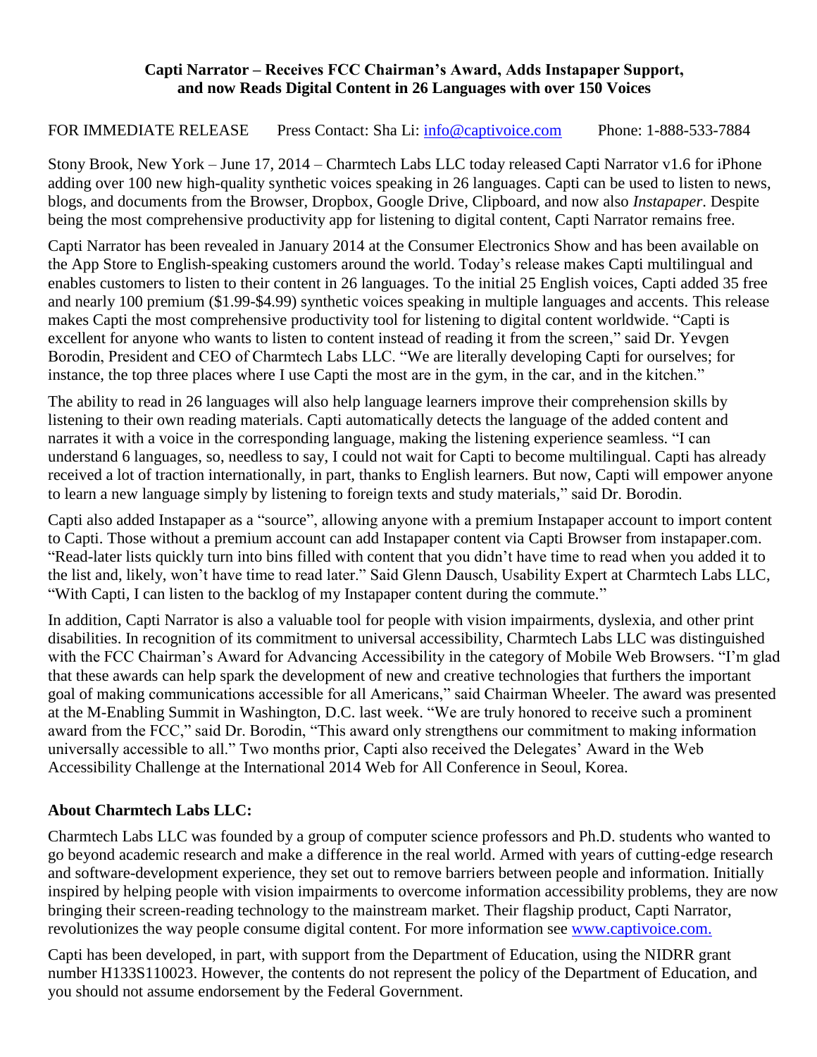**Capti Narrator – Receives FCC Chairman's Award, Adds Instapaper Support, and now Reads Digital Content in 26 Languages with over 150 Voices**

FOR IMMEDIATE RELEASE   Press Contact: Sha Li: [info@captivoice.com](mailto:info@captivoice.com)   Phone: 1-888-533-7884

Stony Brook, New York – June 17, 2014 – Charmtech Labs LLC today released Capti Narrator v1.6 for iPhone adding over 100 new high-quality synthetic voices speaking in 26 languages. Capti can be used to listen to news, blogs, and documents from the Browser, Dropbox, Google Drive, Clipboard, and now also *Instapaper*. Despite being the most comprehensive productivity app for listening to digital content, Capti Narrator remains free.

Capti Narrator has been revealed in January 2014 at the Consumer Electronics Show and has been available on the App Store to English-speaking customers around the world. Today's release makes Capti multilingual and enables customers to listen to their content in 26 languages. To the initial 25 English voices, Capti added 35 free and nearly 100 premium ($1.99-$4.99) synthetic voices speaking in multiple languages and accents. This release makes Capti the most comprehensive productivity tool for listening to digital content worldwide. "Capti is excellent for anyone who wants to listen to content instead of reading it from the screen," said Dr. Yevgen Borodin, President and CEO of Charmtech Labs LLC. "We are literally developing Capti for ourselves; for instance, the top three places where I use Capti the most are in the gym, in the car, and in the kitchen."

The ability to read in 26 languages will also help language learners improve their comprehension skills by listening to their own reading materials. Capti automatically detects the language of the added content and narrates it with a voice in the corresponding language, making the listening experience seamless. "I can understand 6 languages, so, needless to say, I could not wait for Capti to become multilingual. Capti has already received a lot of traction internationally, in part, thanks to English learners. But now, Capti will empower anyone to learn a new language simply by listening to foreign texts and study materials," said Dr. Borodin.

Capti also added Instapaper as a "source", allowing anyone with a premium Instapaper account to import content to Capti. Those without a premium account can add Instapaper content via Capti Browser from instapaper.com. "Read-later lists quickly turn into bins filled with content that you didn't have time to read when you added it to the list and, likely, won't have time to read later." Said Glenn Dausch, Usability Expert at Charmtech Labs LLC, "With Capti, I can listen to the backlog of my Instapaper content during the commute."

In addition, Capti Narrator is also a valuable tool for people with vision impairments, dyslexia, and other print disabilities. In recognition of its commitment to universal accessibility, Charmtech Labs LLC was distinguished with the FCC Chairman's Award for Advancing Accessibility in the category of Mobile Web Browsers. "I'm glad that these awards can help spark the development of new and creative technologies that furthers the important goal of making communications accessible for all Americans," said Chairman Wheeler. The award was presented at the M-Enabling Summit in Washington, D.C. last week. "We are truly honored to receive such a prominent award from the FCC," said Dr. Borodin, "This award only strengthens our commitment to making information universally accessible to all." Two months prior, Capti also received the Delegates' Award in the Web Accessibility Challenge at the International 2014 Web for All Conference in Seoul, Korea.

## About Charmtech Labs LLC:

Charmtech Labs LLC was founded by a group of computer science professors and Ph.D. students who wanted to go beyond academic research and make a difference in the real world. Armed with years of cutting-edge research and software-development experience, they set out to remove barriers between people and information. Initially inspired by helping people with vision impairments to overcome information accessibility problems, they are now bringing their screen-reading technology to the mainstream market. Their flagship product, Capti Narrator, revolutionizes the way people consume digital content. For more information see [www.captivoice.com.](http://www.captivoice.com)

Capti has been developed, in part, with support from the Department of Education, using the NIDRR grant number H133S110023. However, the contents do not represent the policy of the Department of Education, and you should not assume endorsement by the Federal Government.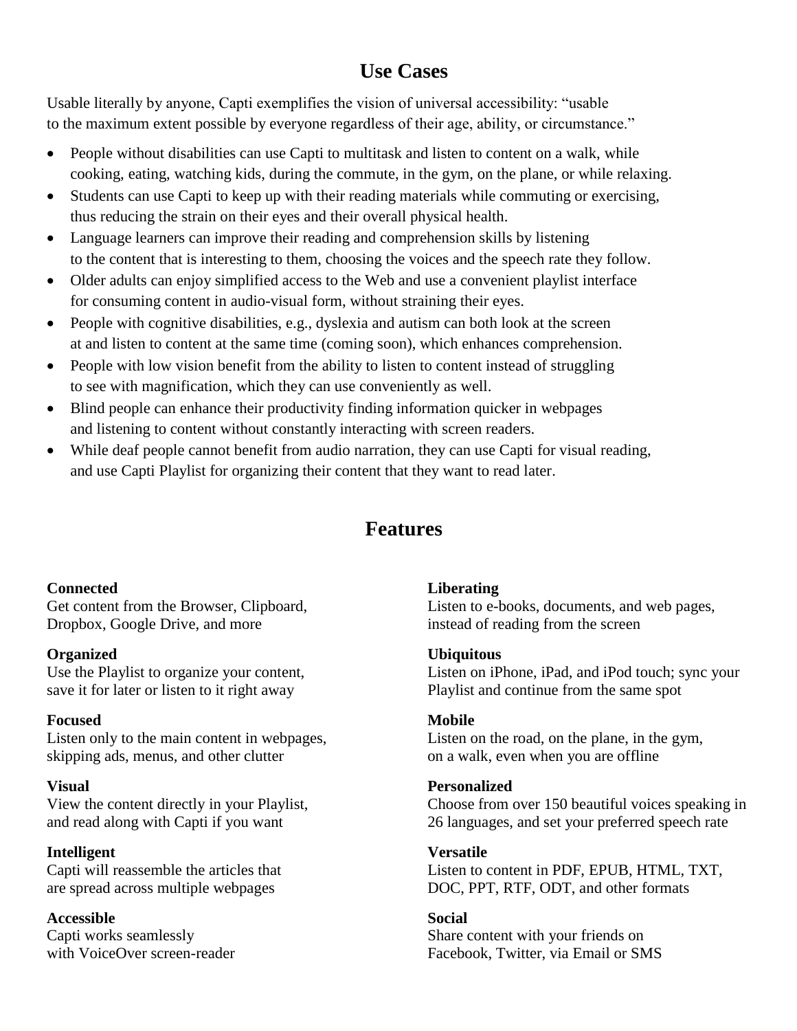## Use Cases

Usable literally by anyone, Capti exemplifies the vision of universal accessibility: "usable to the maximum extent possible by everyone regardless of their age, ability, or circumstance."

- People without disabilities can use Capti to multitask and listen to content on a walk, while cooking, eating, watching kids, during the commute, in the gym, on the plane, or while relaxing.
- Students can use Capti to keep up with their reading materials while commuting or exercising, thus reducing the strain on their eyes and their overall physical health.
- Language learners can improve their reading and comprehension skills by listening to the content that is interesting to them, choosing the voices and the speech rate they follow.
- Older adults can enjoy simplified access to the Web and use a convenient playlist interface for consuming content in audio-visual form, without straining their eyes.
- People with cognitive disabilities, e.g., dyslexia and autism can both look at the screen at and listen to content at the same time (coming soon), which enhances comprehension.
- People with low vision benefit from the ability to listen to content instead of struggling to see with magnification, which they can use conveniently as well.
- Blind people can enhance their productivity finding information quicker in webpages and listening to content without constantly interacting with screen readers.
- While deaf people cannot benefit from audio narration, they can use Capti for visual reading, and use Capti Playlist for organizing their content that they want to read later.

## Features

**Connected**
Get content from the Browser, Clipboard, Dropbox, Google Drive, and more

**Organized**
Use the Playlist to organize your content, save it for later or listen to it right away

**Focused**
Listen only to the main content in webpages, skipping ads, menus, and other clutter

**Visual**
View the content directly in your Playlist, and read along with Capti if you want

**Intelligent**
Capti will reassemble the articles that are spread across multiple webpages

**Accessible**
Capti works seamlessly with VoiceOver screen-reader

**Liberating**
Listen to e-books, documents, and web pages, instead of reading from the screen

**Ubiquitous**
Listen on iPhone, iPad, and iPod touch; sync your Playlist and continue from the same spot

**Mobile**
Listen on the road, on the plane, in the gym, on a walk, even when you are offline

**Personalized**
Choose from over 150 beautiful voices speaking in 26 languages, and set your preferred speech rate

**Versatile**
Listen to content in PDF, EPUB, HTML, TXT, DOC, PPT, RTF, ODT, and other formats

**Social**
Share content with your friends on Facebook, Twitter, via Email or SMS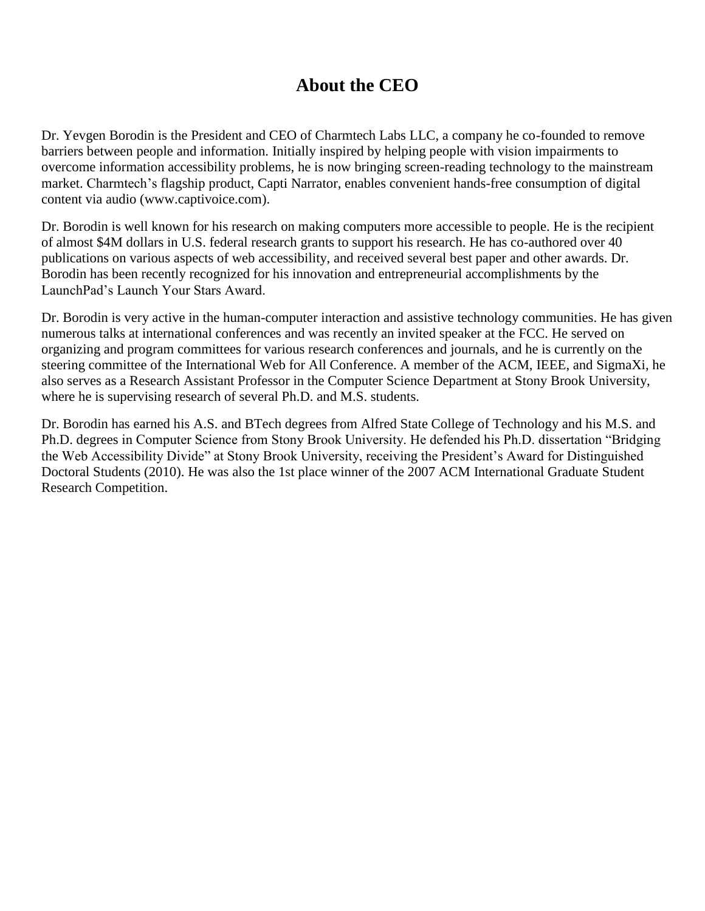# About the CEO

Dr. Yevgen Borodin is the President and CEO of Charmtech Labs LLC, a company he co-founded to remove barriers between people and information. Initially inspired by helping people with vision impairments to overcome information accessibility problems, he is now bringing screen-reading technology to the mainstream market. Charmtech's flagship product, Capti Narrator, enables convenient hands-free consumption of digital content via audio (www.captivoice.com).

Dr. Borodin is well known for his research on making computers more accessible to people. He is the recipient of almost $4M dollars in U.S. federal research grants to support his research. He has co-authored over 40 publications on various aspects of web accessibility, and received several best paper and other awards. Dr. Borodin has been recently recognized for his innovation and entrepreneurial accomplishments by the LaunchPad's Launch Your Stars Award.

Dr. Borodin is very active in the human-computer interaction and assistive technology communities. He has given numerous talks at international conferences and was recently an invited speaker at the FCC. He served on organizing and program committees for various research conferences and journals, and he is currently on the steering committee of the International Web for All Conference. A member of the ACM, IEEE, and SigmaXi, he also serves as a Research Assistant Professor in the Computer Science Department at Stony Brook University, where he is supervising research of several Ph.D. and M.S. students.

Dr. Borodin has earned his A.S. and BTech degrees from Alfred State College of Technology and his M.S. and Ph.D. degrees in Computer Science from Stony Brook University. He defended his Ph.D. dissertation "Bridging the Web Accessibility Divide" at Stony Brook University, receiving the President's Award for Distinguished Doctoral Students (2010). He was also the 1st place winner of the 2007 ACM International Graduate Student Research Competition.